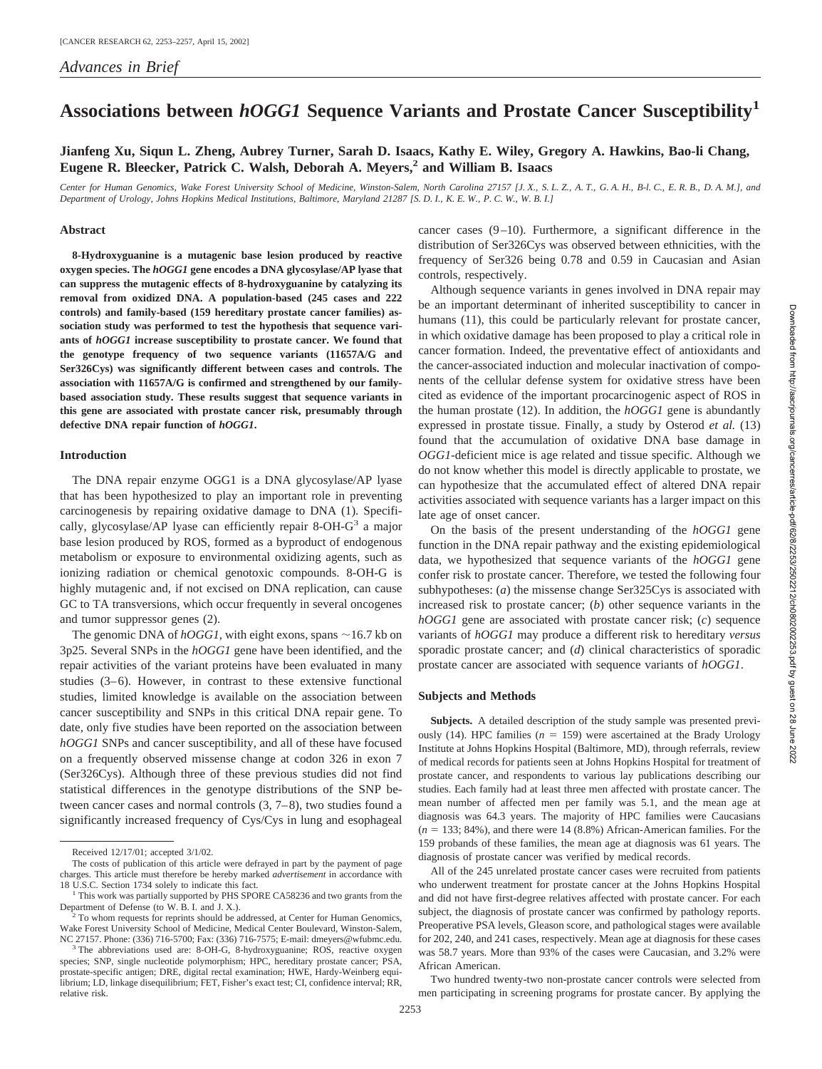*Advances in Brief*

# Associations between *hOGG1* Sequence Variants and Prostate Cancer Susceptibility[1]

**Jianfeng Xu, Siqun L. Zheng, Aubrey Turner, Sarah D. Isaacs, Kathy E. Wiley, Gregory A. Hawkins, Bao-li Chang, Eugene R. Bleecker, Patrick C. Walsh, Deborah A. Meyers,[2] and William B. Isaacs**

*Center for Human Genomics, Wake Forest University School of Medicine, Winston-Salem, North Carolina 27157 [J. X., S. L. Z., A. T., G. A. H., B-l. C., E. R. B., D. A. M.], and Department of Urology, Johns Hopkins Medical Institutions, Baltimore, Maryland 21287 [S. D. I., K. E. W., P. C. W., W. B. I.]*

## Abstract

**8-Hydroxyguanine is a mutagenic base lesion produced by reactive oxygen species. The *hOGG1* gene encodes a DNA glycosylase/AP lyase that can suppress the mutagenic effects of 8-hydroxyguanine by catalyzing its removal from oxidized DNA. A population-based (245 cases and 222 controls) and family-based (159 hereditary prostate cancer families) association study was performed to test the hypothesis that sequence variants of *hOGG1* increase susceptibility to prostate cancer. We found that the genotype frequency of two sequence variants (11657A/G and Ser326Cys) was significantly different between cases and controls. The association with 11657A/G is confirmed and strengthened by our family-based association study. These results suggest that sequence variants in this gene are associated with prostate cancer risk, presumably through defective DNA repair function of *hOGG1*.**

## Introduction

The DNA repair enzyme OGG1 is a DNA glycosylase/AP lyase that has been hypothesized to play an important role in preventing carcinogenesis by repairing oxidative damage to DNA (1). Specifically, glycosylase/AP lyase can efficiently repair 8-OH-G[3] a major base lesion produced by ROS, formed as a byproduct of endogenous metabolism or exposure to environmental oxidizing agents, such as ionizing radiation or chemical genotoxic compounds. 8-OH-G is highly mutagenic and, if not excised on DNA replication, can cause GC to TA transversions, which occur frequently in several oncogenes and tumor suppressor genes (2).

The genomic DNA of *hOGG1*, with eight exons, spans ~16.7 kb on 3p25. Several SNPs in the *hOGG1* gene have been identified, and the repair activities of the variant proteins have been evaluated in many studies (3–6). However, in contrast to these extensive functional studies, limited knowledge is available on the association between cancer susceptibility and SNPs in this critical DNA repair gene. To date, only five studies have been reported on the association between *hOGG1* SNPs and cancer susceptibility, and all of these have focused on a frequently observed missense change at codon 326 in exon 7 (Ser326Cys). Although three of these previous studies did not find statistical differences in the genotype distributions of the SNP between cancer cases and normal controls (3, 7–8), two studies found a significantly increased frequency of Cys/Cys in lung and esophageal cancer cases (9–10). Furthermore, a significant difference in the distribution of Ser326Cys was observed between ethnicities, with the frequency of Ser326 being 0.78 and 0.59 in Caucasian and Asian controls, respectively.

Although sequence variants in genes involved in DNA repair may be an important determinant of inherited susceptibility to cancer in humans (11), this could be particularly relevant for prostate cancer, in which oxidative damage has been proposed to play a critical role in cancer formation. Indeed, the preventative effect of antioxidants and the cancer-associated induction and molecular inactivation of components of the cellular defense system for oxidative stress have been cited as evidence of the important procarcinogenic aspect of ROS in the human prostate (12). In addition, the *hOGG1* gene is abundantly expressed in prostate tissue. Finally, a study by Osterod *et al.* (13) found that the accumulation of oxidative DNA base damage in *OGG1*-deficient mice is age related and tissue specific. Although we do not know whether this model is directly applicable to prostate, we can hypothesize that the accumulated effect of altered DNA repair activities associated with sequence variants has a larger impact on this late age of onset cancer.

On the basis of the present understanding of the *hOGG1* gene function in the DNA repair pathway and the existing epidemiological data, we hypothesized that sequence variants of the *hOGG1* gene confer risk to prostate cancer. Therefore, we tested the following four subhypotheses: (*a*) the missense change Ser325Cys is associated with increased risk to prostate cancer; (*b*) other sequence variants in the *hOGG1* gene are associated with prostate cancer risk; (*c*) sequence variants of *hOGG1* may produce a different risk to hereditary *versus* sporadic prostate cancer; and (*d*) clinical characteristics of sporadic prostate cancer are associated with sequence variants of *hOGG1*.

## Subjects and Methods

**Subjects.** A detailed description of the study sample was presented previously (14). HPC families ($n = 159$) were ascertained at the Brady Urology Institute at Johns Hopkins Hospital (Baltimore, MD), through referrals, review of medical records for patients seen at Johns Hopkins Hospital for treatment of prostate cancer, and respondents to various lay publications describing our studies. Each family had at least three men affected with prostate cancer. The mean number of affected men per family was 5.1, and the mean age at diagnosis was 64.3 years. The majority of HPC families were Caucasians ($n = 133$; 84%), and there were 14 (8.8%) African-American families. For the 159 probands of these families, the mean age at diagnosis was 61 years. The diagnosis of prostate cancer was verified by medical records.

All of the 245 unrelated prostate cancer cases were recruited from patients who underwent treatment for prostate cancer at the Johns Hopkins Hospital and did not have first-degree relatives affected with prostate cancer. For each subject, the diagnosis of prostate cancer was confirmed by pathology reports. Preoperative PSA levels, Gleason score, and pathological stages were available for 202, 240, and 241 cases, respectively. Mean age at diagnosis for these cases was 58.7 years. More than 93% of the cases were Caucasian, and 3.2% were African American.

Two hundred twenty-two non-prostate cancer controls were selected from men participating in screening programs for prostate cancer. By applying the

---

Received 12/17/01; accepted 3/1/02.

The costs of publication of this article were defrayed in part by the payment of page charges. This article must therefore be hereby marked *advertisement* in accordance with 18 U.S.C. Section 1734 solely to indicate this fact.

[1] This work was partially supported by PHS SPORE CA58236 and two grants from the Department of Defense (to W. B. I. and J. X.).

[2] To whom requests for reprints should be addressed, at Center for Human Genomics, Wake Forest University School of Medicine, Medical Center Boulevard, Winston-Salem, NC 27157. Phone: (336) 716-5700; Fax: (336) 716-7575; E-mail: dmeyers@wfubmc.edu.

[3] The abbreviations used are: 8-OH-G, 8-hydroxyguanine; ROS, reactive oxygen species; SNP, single nucleotide polymorphism; HPC, hereditary prostate cancer; PSA, prostate-specific antigen; DRE, digital rectal examination; HWE, Hardy-Weinberg equilibrium; LD, linkage disequilibrium; FET, Fisher's exact test; CI, confidence interval; RR, relative risk.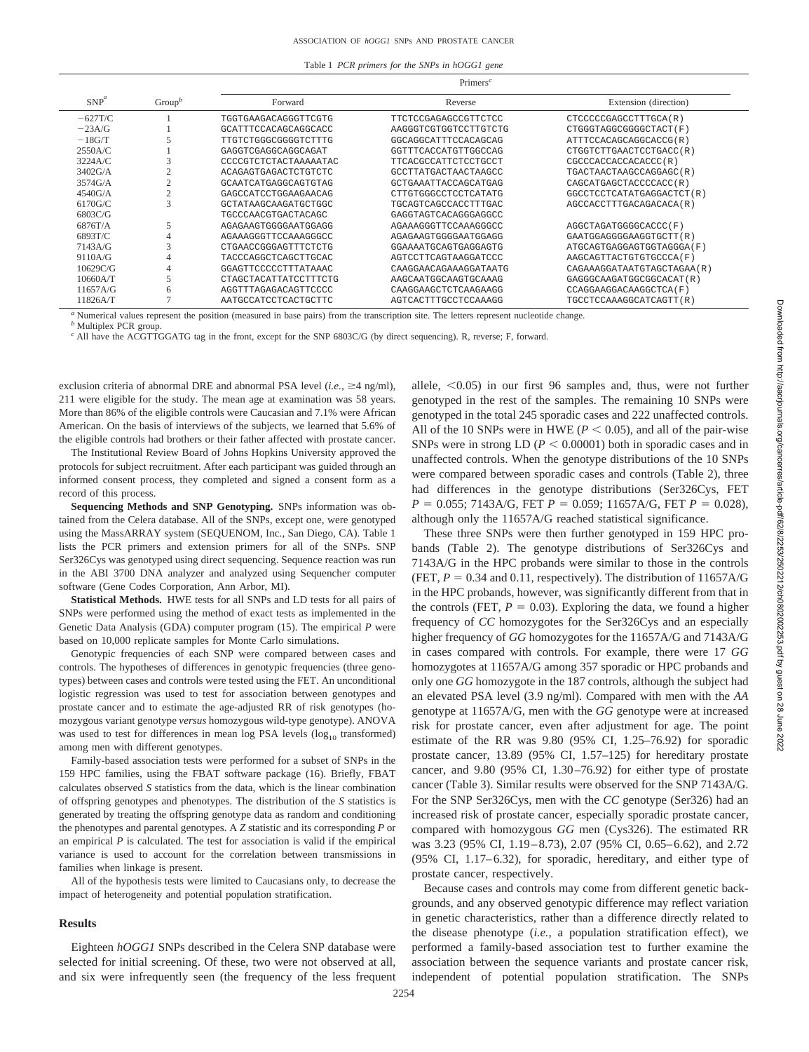Table 1 *PCR primers for the SNPs in hOGG1 gene*

| SNP[a] | Group[b] | Primers[c] | | |
|---|---|---|---|---|
| | | Forward | Reverse | Extension (direction) |
| −627T/C | 1 | TGGTGAAGACAGGGTTCGTG | TTCTCCGAGAGCCGTTCTCC | CTCCCCCGAGCCTTTGCA(R) |
| −23A/G | 1 | GCATTTCCACAGCAGGCACC | AAGGGTCGTGGTCCTTGTCTG | CTGGGTAGGCGGGGCTACT(F) |
| −18G/T | 5 | TTGTCTGGGCGGGGTCTTTG | GGCAGGCATTTCCACAGCAG | ATTTCCACAGCAGGCACCG(R) |
| 2550A/C | 1 | GAGGTCGAGGCAGGCAGAT | GGTTTCACCATGTTGGCCAG | CTGGTCTTGAACTCCTGACC(R) |
| 3224A/C | 3 | CCCCGTCTCTACTAAAAATAC | TTCACGCCATTCTCCTGCCT | CGCCCACCACCACACCC(R) |
| 3402G/A | 2 | ACAGAGTGAGACTCTGTCTC | GCCTTATGACTAACTAAGCC | TGACTAACTAAGCCAGGAGC(R) |
| 3574G/A | 2 | GCAATCATGAGGCAGTGTAG | GCTGAAATTACCAGCATGAG | CAGCATGAGCTACCCCACC(R) |
| 4540G/A | 2 | GAGCCATCCTGGAAGAACAG | CTTGTGGGCCTCCTCATATG | GGCCTCCTCATATGAGGACTCT(R) |
| 6170G/C | 3 | GCTATAAGCAAGATGCTGGC | TGCAGTCAGCCACCTTTGAC | AGCCACCTTTGACAGACACA(R) |
| 6803C/G | | TGCCCAACGTGACTACAGC | GAGGTAGTCACAGGGAGGCC | |
| 6876T/A | 5 | AGAGAAGTGGGGAATGGAGG | AGAAAGGGTTCCAAAGGGCC | AGGCTAGATGGGGCACCC(F) |
| 6893T/C | 4 | AGAAAGGGTTCCAAAGGGCC | AGAGAAGTGGGGAATGGAGG | GAATGGAGGGGAAGGTGCTT(R) |
| 7143A/G | 3 | CTGAACCGGGAGTTTCTCTG | GGAAAATGCAGTGAGGAGTG | ATGCAGTGAGGAGTGGTAGGGA(F) |
| 9110A/G | 4 | TACCCAGGCTCAGCTTGCAC | AGTCCTTCAGTAAGGATCCC | AAGCAGTTACTGTGTGCCCA(F) |
| 10629C/G | 4 | GGAGTTCCCCCTTTATAAAC | CAAGGAACAGAAAGGATAATG | CAGAAAGGATAATGTAGCTAGAA(R) |
| 10660A/T | 5 | CTAGCTACATTATCCTTTCTG | AAGCAATGGCAAGTGCAAAG | GAGGGCAAGATGGCGGCACAT(R) |
| 11657A/G | 6 | AGGTTTAGAGACAGTTCCCC | CAAGGAAGCTCTCAAGAAGG | CCAGGAAGGACAAGGCTCA(F) |
| 11826A/T | 7 | AATGCCATCCTCACTGCTTC | AGTCACTTTGCCTCCAAAGG | TGCCTCCAAAGGCATCAGTT(R) |

[a] Numerical values represent the position (measured in base pairs) from the transcription site. The letters represent nucleotide change.
[b] Multiplex PCR group.
[c] All have the ACGTTGGATG tag in the front, except for the SNP 6803C/G (by direct sequencing). R, reverse; F, forward.

exclusion criteria of abnormal DRE and abnormal PSA level (*i.e.*, ≥4 ng/ml), 211 were eligible for the study. The mean age at examination was 58 years. More than 86% of the eligible controls were Caucasian and 7.1% were African American. On the basis of interviews of the subjects, we learned that 5.6% of the eligible controls had brothers or their father affected with prostate cancer.

The Institutional Review Board of Johns Hopkins University approved the protocols for subject recruitment. After each participant was guided through an informed consent process, they completed and signed a consent form as a record of this process.

**Sequencing Methods and SNP Genotyping.** SNPs information was obtained from the Celera database. All of the SNPs, except one, were genotyped using the MassARRAY system (SEQUENOM, Inc., San Diego, CA). Table 1 lists the PCR primers and extension primers for all of the SNPs. SNP Ser326Cys was genotyped using direct sequencing. Sequence reaction was run in the ABI 3700 DNA analyzer and analyzed using Sequencher computer software (Gene Codes Corporation, Ann Arbor, MI).

**Statistical Methods.** HWE tests for all SNPs and LD tests for all pairs of SNPs were performed using the method of exact tests as implemented in the Genetic Data Analysis (GDA) computer program (15). The empirical *P* were based on 10,000 replicate samples for Monte Carlo simulations.

Genotypic frequencies of each SNP were compared between cases and controls. The hypotheses of differences in genotypic frequencies (three genotypes) between cases and controls were tested using the FET. An unconditional logistic regression was used to test for association between genotypes and prostate cancer and to estimate the age-adjusted RR of risk genotypes (homozygous variant genotype *versus* homozygous wild-type genotype). ANOVA was used to test for differences in mean log PSA levels ($\log_{10}$ transformed) among men with different genotypes.

Family-based association tests were performed for a subset of SNPs in the 159 HPC families, using the FBAT software package (16). Briefly, FBAT calculates observed *S* statistics from the data, which is the linear combination of offspring genotypes and phenotypes. The distribution of the *S* statistics is generated by treating the offspring genotype data as random and conditioning the phenotypes and parental genotypes. A *Z* statistic and its corresponding *P* or an empirical *P* is calculated. The test for association is valid if the empirical variance is used to account for the correlation between transmissions in families when linkage is present.

All of the hypothesis tests were limited to Caucasians only, to decrease the impact of heterogeneity and potential population stratification.

## Results

Eighteen *hOGG1* SNPs described in the Celera SNP database were selected for initial screening. Of these, two were not observed at all, and six were infrequently seen (the frequency of the less frequent allele, <0.05) in our first 96 samples and, thus, were not further genotyped in the rest of the samples. The remaining 10 SNPs were genotyped in the total 245 sporadic cases and 222 unaffected controls. All of the 10 SNPs were in HWE ($P < 0.05$), and all of the pair-wise SNPs were in strong LD ($P < 0.00001$) both in sporadic cases and in unaffected controls. When the genotype distributions of the 10 SNPs were compared between sporadic cases and controls (Table 2), three had differences in the genotype distributions (Ser326Cys, FET $P = 0.055$; 7143A/G, FET $P = 0.059$; 11657A/G, FET $P = 0.028$), although only the 11657A/G reached statistical significance.

These three SNPs were then further genotyped in 159 HPC probands (Table 2). The genotype distributions of Ser326Cys and 7143A/G in the HPC probands were similar to those in the controls (FET, $P = 0.34$ and 0.11, respectively). The distribution of 11657A/G in the HPC probands, however, was significantly different from that in the controls (FET, $P = 0.03$). Exploring the data, we found a higher frequency of *CC* homozygotes for the Ser326Cys and an especially higher frequency of *GG* homozygotes for the 11657A/G and 7143A/G in cases compared with controls. For example, there were 17 *GG* homozygotes at 11657A/G among 357 sporadic or HPC probands and only one *GG* homozygote in the 187 controls, although the subject had an elevated PSA level (3.9 ng/ml). Compared with men with the *AA* genotype at 11657A/G, men with the *GG* genotype were at increased risk for prostate cancer, even after adjustment for age. The point estimate of the RR was 9.80 (95% CI, 1.25–76.92) for sporadic prostate cancer, 13.89 (95% CI, 1.57–125) for hereditary prostate cancer, and 9.80 (95% CI, 1.30–76.92) for either type of prostate cancer (Table 3). Similar results were observed for the SNP 7143A/G. For the SNP Ser326Cys, men with the *CC* genotype (Ser326) had an increased risk of prostate cancer, especially sporadic prostate cancer, compared with homozygous *GG* men (Cys326). The estimated RR was 3.23 (95% CI, 1.19–8.73), 2.07 (95% CI, 0.65–6.62), and 2.72 (95% CI, 1.17–6.32), for sporadic, hereditary, and either type of prostate cancer, respectively.

Because cases and controls may come from different genetic backgrounds, and any observed genotypic difference may reflect variation in genetic characteristics, rather than a difference directly related to the disease phenotype (*i.e.*, a population stratification effect), we performed a family-based association test to further examine the association between the sequence variants and prostate cancer risk, independent of potential population stratification. The SNPs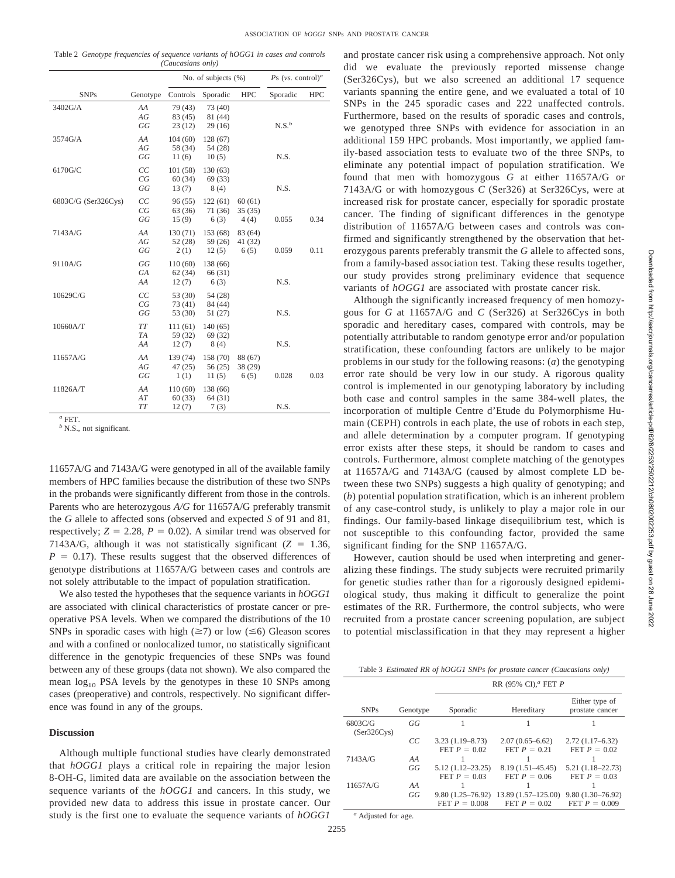Table 2 *Genotype frequencies of sequence variants of hOGG1 in cases and controls (Caucasians only)*

| SNPs | Genotype | No. of subjects (%) | | | *P*s (*vs.* control)[a] | |
|---|---|---|---|---|---|---|
| | | Controls | Sporadic | HPC | Sporadic | HPC |
| 3402G/A | *AA* | 79 (43) | 73 (40) | | | |
| | *AG* | 83 (45) | 81 (44) | | | |
| | *GG* | 23 (12) | 29 (16) | | N.S.[b] | |
| 3574G/A | *AA* | 104 (60) | 128 (67) | | | |
| | *AG* | 58 (34) | 54 (28) | | | |
| | *GG* | 11 (6) | 10 (5) | | N.S. | |
| 6170G/C | *CC* | 101 (58) | 130 (63) | | | |
| | *CG* | 60 (34) | 69 (33) | | | |
| | *GG* | 13 (7) | 8 (4) | | N.S. | |
| 6803C/G (Ser326Cys) | *CC* | 96 (55) | 122 (61) | 60 (61) | | |
| | *CG* | 63 (36) | 71 (36) | 35 (35) | | |
| | *GG* | 15 (9) | 6 (3) | 4 (4) | 0.055 | 0.34 |
| 7143A/G | *AA* | 130 (71) | 153 (68) | 83 (64) | | |
| | *AG* | 52 (28) | 59 (26) | 41 (32) | | |
| | *GG* | 2 (1) | 12 (5) | 6 (5) | 0.059 | 0.11 |
| 9110A/G | *GG* | 110 (60) | 138 (66) | | | |
| | *GA* | 62 (34) | 66 (31) | | | |
| | *AA* | 12 (7) | 6 (3) | | N.S. | |
| 10629C/G | *CC* | 53 (30) | 54 (28) | | | |
| | *CG* | 73 (41) | 84 (44) | | | |
| | *GG* | 53 (30) | 51 (27) | | N.S. | |
| 10660A/T | *TT* | 111 (61) | 140 (65) | | | |
| | *TA* | 59 (32) | 69 (32) | | | |
| | *AA* | 12 (7) | 8 (4) | | N.S. | |
| 11657A/G | *AA* | 139 (74) | 158 (70) | 88 (67) | | |
| | *AG* | 47 (25) | 56 (25) | 38 (29) | | |
| | *GG* | 1 (1) | 11 (5) | 6 (5) | 0.028 | 0.03 |
| 11826A/T | *AA* | 110 (60) | 138 (66) | | | |
| | *AT* | 60 (33) | 64 (31) | | | |
| | *TT* | 12 (7) | 7 (3) | | N.S. | |

[a] FET.
[b] N.S., not significant.

11657A/G and 7143A/G were genotyped in all of the available family members of HPC families because the distribution of these two SNPs in the probands were significantly different from those in the controls. Parents who are heterozygous *A/G* for 11657A/G preferably transmit the *G* allele to affected sons (observed and expected *S* of 91 and 81, respectively; $Z = 2.28$, $P = 0.02$). A similar trend was observed for 7143A/G, although it was not statistically significant ($Z = 1.36$, $P = 0.17$). These results suggest that the observed differences of genotype distributions at 11657A/G between cases and controls are not solely attributable to the impact of population stratification.

We also tested the hypotheses that the sequence variants in *hOGG1* are associated with clinical characteristics of prostate cancer or preoperative PSA levels. When we compared the distributions of the 10 SNPs in sporadic cases with high ($\geq$7) or low ($\leq$6) Gleason scores and with a confined or nonlocalized tumor, no statistically significant difference in the genotypic frequencies of these SNPs was found between any of these groups (data not shown). We also compared the mean $\log_{10}$ PSA levels by the genotypes in these 10 SNPs among cases (preoperative) and controls, respectively. No significant difference was found in any of the groups.

## Discussion

Although multiple functional studies have clearly demonstrated that *hOGG1* plays a critical role in repairing the major lesion 8-OH-G, limited data are available on the association between the sequence variants of the *hOGG1* and cancers. In this study, we provided new data to address this issue in prostate cancer. Our study is the first one to evaluate the sequence variants of *hOGG1* and prostate cancer risk using a comprehensive approach. Not only did we evaluate the previously reported missense change (Ser326Cys), but we also screened an additional 17 sequence variants spanning the entire gene, and we evaluated a total of 10 SNPs in the 245 sporadic cases and 222 unaffected controls. Furthermore, based on the results of sporadic cases and controls, we genotyped three SNPs with evidence for association in an additional 159 HPC probands. Most importantly, we applied family-based association tests to evaluate two of the three SNPs, to eliminate any potential impact of population stratification. We found that men with homozygous *G* at either 11657A/G or 7143A/G or with homozygous *C* (Ser326) at Ser326Cys, were at increased risk for prostate cancer, especially for sporadic prostate cancer. The finding of significant differences in the genotype distribution of 11657A/G between cases and controls was confirmed and significantly strengthened by the observation that heterozygous parents preferably transmit the *G* allele to affected sons, from a family-based association test. Taking these results together, our study provides strong preliminary evidence that sequence variants of *hOGG1* are associated with prostate cancer risk.

Although the significantly increased frequency of men homozygous for *G* at 11657A/G and *C* (Ser326) at Ser326Cys in both sporadic and hereditary cases, compared with controls, may be potentially attributable to random genotype error and/or population stratification, these confounding factors are unlikely to be major problems in our study for the following reasons: (*a*) the genotyping error rate should be very low in our study. A rigorous quality control is implemented in our genotyping laboratory by including both case and control samples in the same 384-well plates, the incorporation of multiple Centre d'Etude du Polymorphisme Humain (CEPH) controls in each plate, the use of robots in each step, and allele determination by a computer program. If genotyping error exists after these steps, it should be random to cases and controls. Furthermore, almost complete matching of the genotypes at 11657A/G and 7143A/G (caused by almost complete LD between these two SNPs) suggests a high quality of genotyping; and (*b*) potential population stratification, which is an inherent problem of any case-control study, is unlikely to play a major role in our findings. Our family-based linkage disequilibrium test, which is not susceptible to this confounding factor, provided the same significant finding for the SNP 11657A/G.

However, caution should be used when interpreting and generalizing these findings. The study subjects were recruited primarily for genetic studies rather than for a rigorously designed epidemiological study, thus making it difficult to generalize the point estimates of the RR. Furthermore, the control subjects, who were recruited from a prostate cancer screening population, are subject to potential misclassification in that they may represent a higher

Table 3 *Estimated RR of hOGG1 SNPs for prostate cancer (Caucasians only)*

| SNPs | Genotype | RR (95% CI),[a] FET *P* | | |
|---|---|---|---|---|
| | | Sporadic | Hereditary | Either type of prostate cancer |
| 6803C/G (Ser326Cys) | *GG* | 1 | 1 | 1 |
| | *CC* | 3.23 (1.19–8.73) FET $P = 0.02$ | 2.07 (0.65–6.62) FET $P = 0.21$ | 2.72 (1.17–6.32) FET $P = 0.02$ |
| 7143A/G | *AA* | 1 | 1 | 1 |
| | *GG* | 5.12 (1.12–23.25) FET $P = 0.03$ | 8.19 (1.51–45.45) FET $P = 0.06$ | 5.21 (1.18–22.73) FET $P = 0.03$ |
| 11657A/G | *AA* | 1 | 1 | 1 |
| | *GG* | 9.80 (1.25–76.92) FET $P = 0.008$ | 13.89 (1.57–125.00) FET $P = 0.02$ | 9.80 (1.30–76.92) FET $P = 0.009$ |

[a] Adjusted for age.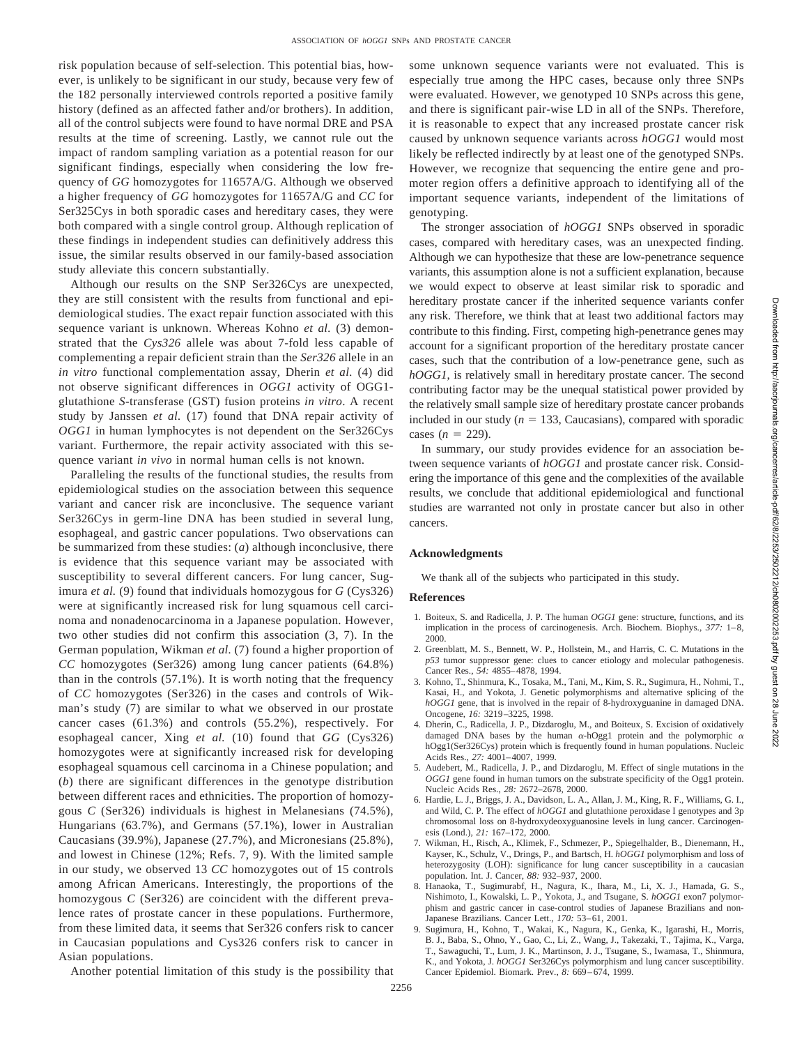risk population because of self-selection. This potential bias, however, is unlikely to be significant in our study, because very few of the 182 personally interviewed controls reported a positive family history (defined as an affected father and/or brothers). In addition, all of the control subjects were found to have normal DRE and PSA results at the time of screening. Lastly, we cannot rule out the impact of random sampling variation as a potential reason for our significant findings, especially when considering the low frequency of *GG* homozygotes for 11657A/G. Although we observed a higher frequency of *GG* homozygotes for 11657A/G and *CC* for Ser325Cys in both sporadic cases and hereditary cases, they were both compared with a single control group. Although replication of these findings in independent studies can definitively address this issue, the similar results observed in our family-based association study alleviate this concern substantially.

Although our results on the SNP Ser326Cys are unexpected, they are still consistent with the results from functional and epidemiological studies. The exact repair function associated with this sequence variant is unknown. Whereas Kohno *et al.* (3) demonstrated that the *Cys326* allele was about 7-fold less capable of complementing a repair deficient strain than the *Ser326* allele in an *in vitro* functional complementation assay, Dherin *et al.* (4) did not observe significant differences in *OGG1* activity of OGG1-glutathione *S*-transferase (GST) fusion proteins *in vitro*. A recent study by Janssen *et al.* (17) found that DNA repair activity of *OGG1* in human lymphocytes is not dependent on the Ser326Cys variant. Furthermore, the repair activity associated with this sequence variant *in vivo* in normal human cells is not known.

Paralleling the results of the functional studies, the results from epidemiological studies on the association between this sequence variant and cancer risk are inconclusive. The sequence variant Ser326Cys in germ-line DNA has been studied in several lung, esophageal, and gastric cancer populations. Two observations can be summarized from these studies: (*a*) although inconclusive, there is evidence that this sequence variant may be associated with susceptibility to several different cancers. For lung cancer, Sugimura *et al.* (9) found that individuals homozygous for *G* (Cys326) were at significantly increased risk for lung squamous cell carcinoma and nonadenocarcinoma in a Japanese population. However, two other studies did not confirm this association (3, 7). In the German population, Wikman *et al.* (7) found a higher proportion of *CC* homozygotes (Ser326) among lung cancer patients (64.8%) than in the controls (57.1%). It is worth noting that the frequency of *CC* homozygotes (Ser326) in the cases and controls of Wikman's study (7) are similar to what we observed in our prostate cancer cases (61.3%) and controls (55.2%), respectively. For esophageal cancer, Xing *et al.* (10) found that *GG* (Cys326) homozygotes were at significantly increased risk for developing esophageal squamous cell carcinoma in a Chinese population; and (*b*) there are significant differences in the genotype distribution between different races and ethnicities. The proportion of homozygous *C* (Ser326) individuals is highest in Melanesians (74.5%), Hungarians (63.7%), and Germans (57.1%), lower in Australian Caucasians (39.9%), Japanese (27.7%), and Micronesians (25.8%), and lowest in Chinese (12%; Refs. 7, 9). With the limited sample in our study, we observed 13 *CC* homozygotes out of 15 controls among African Americans. Interestingly, the proportions of the homozygous *C* (Ser326) are coincident with the different prevalence rates of prostate cancer in these populations. Furthermore, from these limited data, it seems that Ser326 confers risk to cancer in Caucasian populations and Cys326 confers risk to cancer in Asian populations.

Another potential limitation of this study is the possibility that some unknown sequence variants were not evaluated. This is especially true among the HPC cases, because only three SNPs were evaluated. However, we genotyped 10 SNPs across this gene, and there is significant pair-wise LD in all of the SNPs. Therefore, it is reasonable to expect that any increased prostate cancer risk caused by unknown sequence variants across *hOGG1* would most likely be reflected indirectly by at least one of the genotyped SNPs. However, we recognize that sequencing the entire gene and promoter region offers a definitive approach to identifying all of the important sequence variants, independent of the limitations of genotyping.

The stronger association of *hOGG1* SNPs observed in sporadic cases, compared with hereditary cases, was an unexpected finding. Although we can hypothesize that these are low-penetrance sequence variants, this assumption alone is not a sufficient explanation, because we would expect to observe at least similar risk to sporadic and hereditary prostate cancer if the inherited sequence variants confer any risk. Therefore, we think that at least two additional factors may contribute to this finding. First, competing high-penetrance genes may account for a significant proportion of the hereditary prostate cancer cases, such that the contribution of a low-penetrance gene, such as *hOGG1*, is relatively small in hereditary prostate cancer. The second contributing factor may be the unequal statistical power provided by the relatively small sample size of hereditary prostate cancer probands included in our study ($n = 133$, Caucasians), compared with sporadic cases ($n = 229$).

In summary, our study provides evidence for an association between sequence variants of *hOGG1* and prostate cancer risk. Considering the importance of this gene and the complexities of the available results, we conclude that additional epidemiological and functional studies are warranted not only in prostate cancer but also in other cancers.

## Acknowledgments

We thank all of the subjects who participated in this study.

## References

1. Boiteux, S. and Radicella, J. P. The human *OGG1* gene: structure, functions, and its implication in the process of carcinogenesis. Arch. Biochem. Biophys., *377:* 1–8, 2000.
2. Greenblatt, M. S., Bennett, W. P., Hollstein, M., and Harris, C. C. Mutations in the *p53* tumor suppressor gene: clues to cancer etiology and molecular pathogenesis. Cancer Res., *54:* 4855–4878, 1994.
3. Kohno, T., Shinmura, K., Tosaka, M., Tani, M., Kim, S. R., Sugimura, H., Nohmi, T., Kasai, H., and Yokota, J. Genetic polymorphisms and alternative splicing of the *hOGG1* gene, that is involved in the repair of 8-hydroxyguanine in damaged DNA. Oncogene, *16:* 3219–3225, 1998.
4. Dherin, C., Radicella, J. P., Dizdaroglu, M., and Boiteux, S. Excision of oxidatively damaged DNA bases by the human α-hOgg1 protein and the polymorphic α hOgg1(Ser326Cys) protein which is frequently found in human populations. Nucleic Acids Res., *27:* 4001–4007, 1999.
5. Audebert, M., Radicella, J. P., and Dizdaroglu, M. Effect of single mutations in the *OGG1* gene found in human tumors on the substrate specificity of the Ogg1 protein. Nucleic Acids Res., *28:* 2672–2678, 2000.
6. Hardie, L. J., Briggs, J. A., Davidson, L. A., Allan, J. M., King, R. F., Williams, G. I., and Wild, C. P. The effect of *hOGG1* and glutathione peroxidase I genotypes and 3p chromosomal loss on 8-hydroxydeoxyguanosine levels in lung cancer. Carcinogenesis (Lond.), *21:* 167–172, 2000.
7. Wikman, H., Risch, A., Klimek, F., Schmezer, P., Spiegelhalder, B., Dienemann, H., Kayser, K., Schulz, V., Drings, P., and Bartsch, H. *hOGG1* polymorphism and loss of heterozygosity (LOH): significance for lung cancer susceptibility in a caucasian population. Int. J. Cancer, *88:* 932–937, 2000.
8. Hanaoka, T., Sugimurabf, H., Nagura, K., Ihara, M., Li, X. J., Hamada, G. S., Nishimoto, I., Kowalski, L. P., Yokota, J., and Tsugane, S. *hOGG1* exon7 polymorphism and gastric cancer in case-control studies of Japanese Brazilians and non-Japanese Brazilians. Cancer Lett., *170:* 53–61, 2001.
9. Sugimura, H., Kohno, T., Wakai, K., Nagura, K., Genka, K., Igarashi, H., Morris, B. J., Baba, S., Ohno, Y., Gao, C., Li, Z., Wang, J., Takezaki, T., Tajima, K., Varga, T., Sawaguchi, T., Lum, J. K., Martinson, J. J., Tsugane, S., Iwamasa, T., Shinmura, K., and Yokota, J. *hOGG1* Ser326Cys polymorphism and lung cancer susceptibility. Cancer Epidemiol. Biomark. Prev., *8:* 669–674, 1999.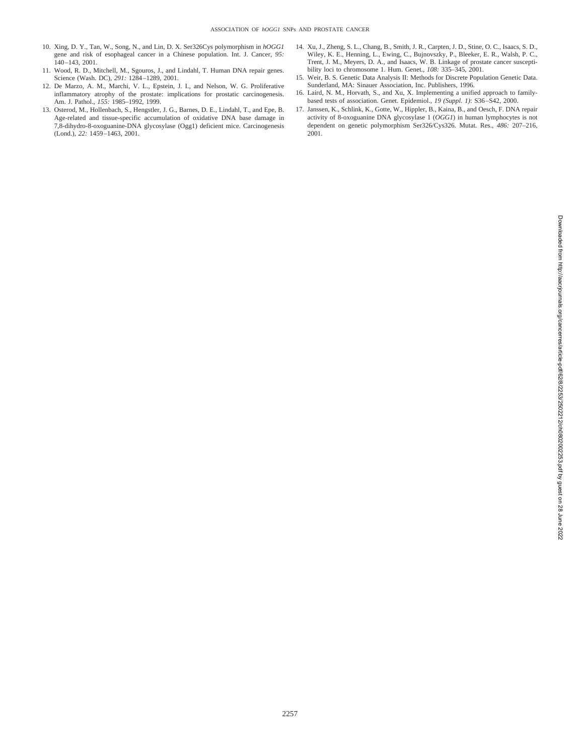10. Xing, D. Y., Tan, W., Song, N., and Lin, D. X. Ser326Cys polymorphism in *hOGG1* gene and risk of esophageal cancer in a Chinese population. Int. J. Cancer, *95:* 140–143, 2001.
11. Wood, R. D., Mitchell, M., Sgouros, J., and Lindahl, T. Human DNA repair genes. Science (Wash. DC), *291:* 1284–1289, 2001.
12. De Marzo, A. M., Marchi, V. L., Epstein, J. I., and Nelson, W. G. Proliferative inflammatory atrophy of the prostate: implications for prostatic carcinogenesis. Am. J. Pathol., *155:* 1985–1992, 1999.
13. Osterod, M., Hollenbach, S., Hengstler, J. G., Barnes, D. E., Lindahl, T., and Epe, B. Age-related and tissue-specific accumulation of oxidative DNA base damage in 7,8-dihydro-8-oxoguanine-DNA glycosylase (Ogg1) deficient mice. Carcinogenesis (Lond.), *22:* 1459–1463, 2001.
14. Xu, J., Zheng, S. L., Chang, B., Smith, J. R., Carpten, J. D., Stine, O. C., Isaacs, S. D., Wiley, K. E., Henning, L., Ewing, C., Bujnovszky, P., Bleeker, E. R., Walsh, P. C., Trent, J. M., Meyers, D. A., and Isaacs, W. B. Linkage of prostate cancer susceptibility loci to chromosome 1. Hum. Genet., *108:* 335–345, 2001.
15. Weir, B. S. Genetic Data Analysis II: Methods for Discrete Population Genetic Data. Sunderland, MA: Sinauer Association, Inc. Publishers, 1996.
16. Laird, N. M., Horvath, S., and Xu, X. Implementing a unified approach to family-based tests of association. Genet. Epidemiol., *19 (Suppl. 1)*: S36–S42, 2000.
17. Janssen, K., Schlink, K., Gotte, W., Hippler, B., Kaina, B., and Oesch, F. DNA repair activity of 8-oxoguanine DNA glycosylase 1 (*OGG1*) in human lymphocytes is not dependent on genetic polymorphism Ser326/Cys326. Mutat. Res., *486:* 207–216, 2001.